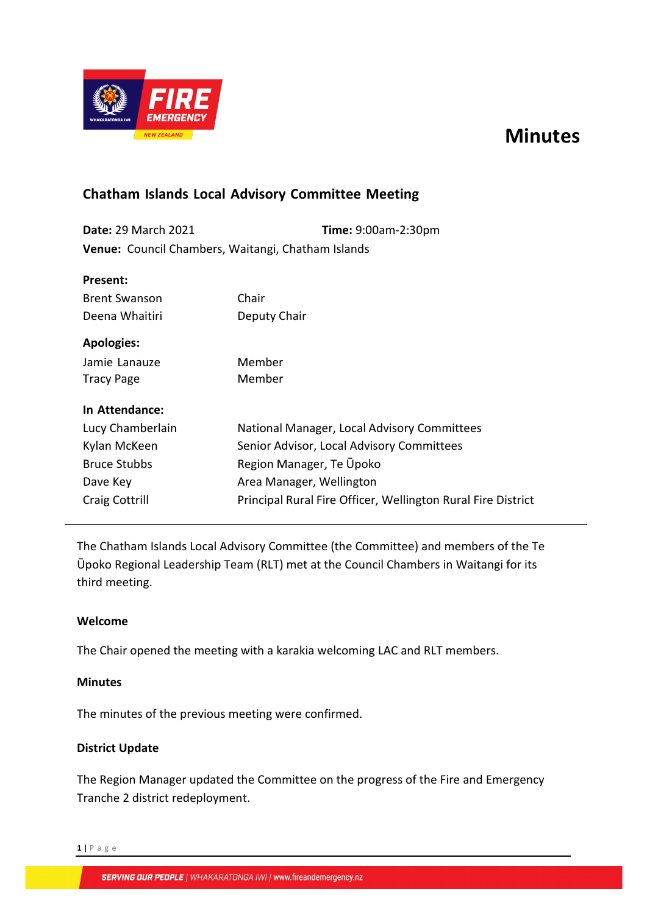# Minutes

## Chatham Islands Local Advisory Committee Meeting

**Date:** 29 March 2021 **Time:** 9:00am-2:30pm

**Venue:** Council Chambers, Waitangi, Chatham Islands

**Present:**

| | |
|---|---|
| Brent Swanson | Chair |
| Deena Whaitiri | Deputy Chair |

**Apologies:**

| | |
|---|---|
| Jamie Lanauze | Member |
| Tracy Page | Member |

**In Attendance:**

| | |
|---|---|
| Lucy Chamberlain | National Manager, Local Advisory Committees |
| Kylan McKeen | Senior Advisor, Local Advisory Committees |
| Bruce Stubbs | Region Manager, Te Ūpoko |
| Dave Key | Area Manager, Wellington |
| Craig Cottrill | Principal Rural Fire Officer, Wellington Rural Fire District |

---

The Chatham Islands Local Advisory Committee (the Committee) and members of the Te Ūpoko Regional Leadership Team (RLT) met at the Council Chambers in Waitangi for its third meeting.

### Welcome

The Chair opened the meeting with a karakia welcoming LAC and RLT members.

### Minutes

The minutes of the previous meeting were confirmed.

### District Update

The Region Manager updated the Committee on the progress of the Fire and Emergency Tranche 2 district redeployment.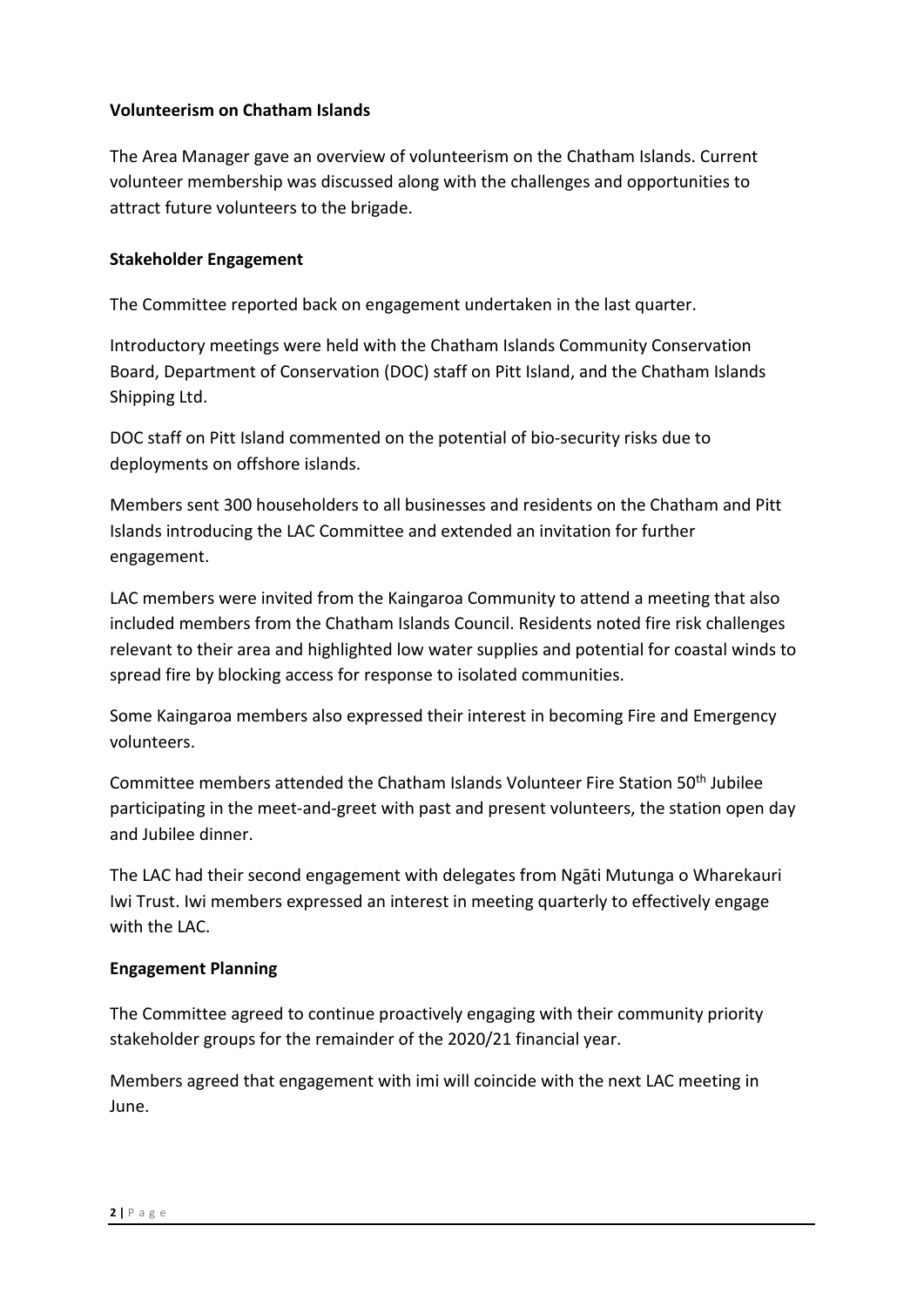**Volunteerism on Chatham Islands**

The Area Manager gave an overview of volunteerism on the Chatham Islands. Current volunteer membership was discussed along with the challenges and opportunities to attract future volunteers to the brigade.

**Stakeholder Engagement**

The Committee reported back on engagement undertaken in the last quarter.

Introductory meetings were held with the Chatham Islands Community Conservation Board, Department of Conservation (DOC) staff on Pitt Island, and the Chatham Islands Shipping Ltd.

DOC staff on Pitt Island commented on the potential of bio-security risks due to deployments on offshore islands.

Members sent 300 householders to all businesses and residents on the Chatham and Pitt Islands introducing the LAC Committee and extended an invitation for further engagement.

LAC members were invited from the Kaingaroa Community to attend a meeting that also included members from the Chatham Islands Council. Residents noted fire risk challenges relevant to their area and highlighted low water supplies and potential for coastal winds to spread fire by blocking access for response to isolated communities.

Some Kaingaroa members also expressed their interest in becoming Fire and Emergency volunteers.

Committee members attended the Chatham Islands Volunteer Fire Station 50th Jubilee participating in the meet-and-greet with past and present volunteers, the station open day and Jubilee dinner.

The LAC had their second engagement with delegates from Ngāti Mutunga o Wharekauri Iwi Trust. Iwi members expressed an interest in meeting quarterly to effectively engage with the LAC.

**Engagement Planning**

The Committee agreed to continue proactively engaging with their community priority stakeholder groups for the remainder of the 2020/21 financial year.

Members agreed that engagement with imi will coincide with the next LAC meeting in June.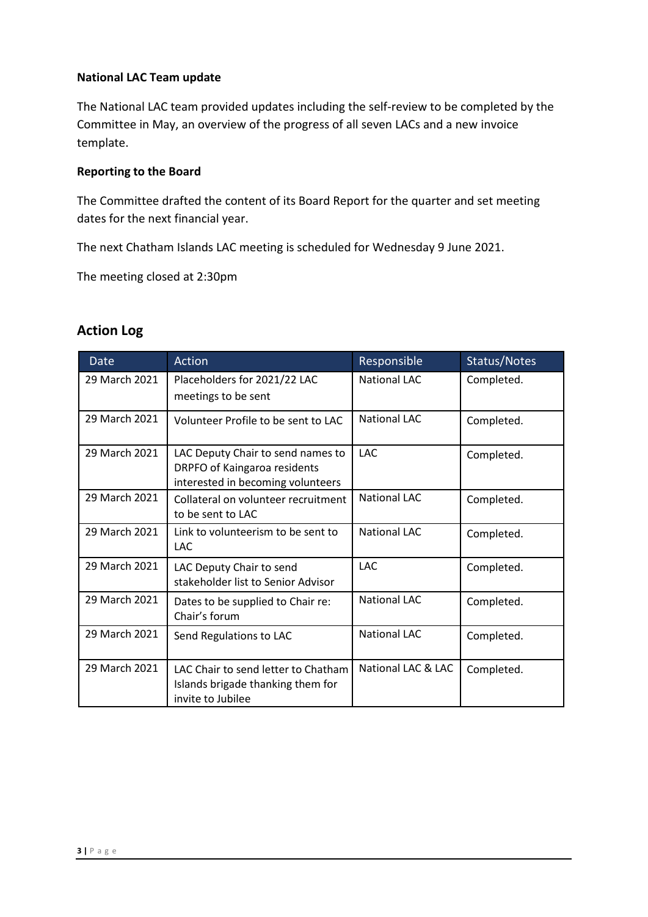**National LAC Team update**

The National LAC team provided updates including the self-review to be completed by the Committee in May, an overview of the progress of all seven LACs and a new invoice template.

**Reporting to the Board**

The Committee drafted the content of its Board Report for the quarter and set meeting dates for the next financial year.

The next Chatham Islands LAC meeting is scheduled for Wednesday 9 June 2021.

The meeting closed at 2:30pm

## Action Log

| Date | Action | Responsible | Status/Notes |
|---|---|---|---|
| 29 March 2021 | Placeholders for 2021/22 LAC meetings to be sent | National LAC | Completed. |
| 29 March 2021 | Volunteer Profile to be sent to LAC | National LAC | Completed. |
| 29 March 2021 | LAC Deputy Chair to send names to DRPFO of Kaingaroa residents interested in becoming volunteers | LAC | Completed. |
| 29 March 2021 | Collateral on volunteer recruitment to be sent to LAC | National LAC | Completed. |
| 29 March 2021 | Link to volunteerism to be sent to LAC | National LAC | Completed. |
| 29 March 2021 | LAC Deputy Chair to send stakeholder list to Senior Advisor | LAC | Completed. |
| 29 March 2021 | Dates to be supplied to Chair re: Chair's forum | National LAC | Completed. |
| 29 March 2021 | Send Regulations to LAC | National LAC | Completed. |
| 29 March 2021 | LAC Chair to send letter to Chatham Islands brigade thanking them for invite to Jubilee | National LAC & LAC | Completed. |